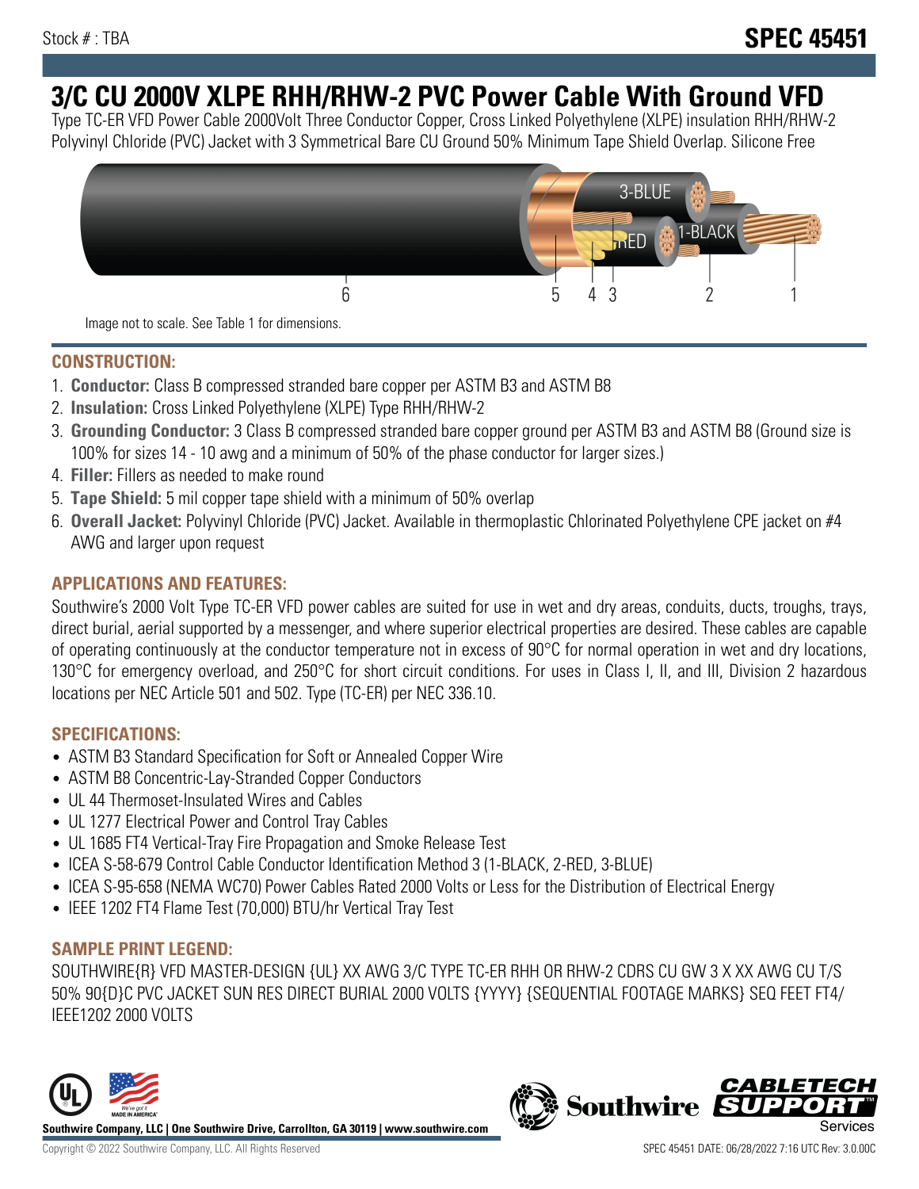Stock # : TBA

# SPEC 45451

# 3/C CU 2000V XLPE RHH/RHW-2 PVC Power Cable With Ground VFD

Type TC-ER VFD Power Cable 2000Volt Three Conductor Copper, Cross Linked Polyethylene (XLPE) insulation RHH/RHW-2 Polyvinyl Chloride (PVC) Jacket with 3 Symmetrical Bare CU Ground 50% Minimum Tape Shield Overlap. Silicone Free

Image not to scale. See Table 1 for dimensions.

## CONSTRUCTION:

1. **Conductor:** Class B compressed stranded bare copper per ASTM B3 and ASTM B8
2. **Insulation:** Cross Linked Polyethylene (XLPE) Type RHH/RHW-2
3. **Grounding Conductor:** 3 Class B compressed stranded bare copper ground per ASTM B3 and ASTM B8 (Ground size is 100% for sizes 14 - 10 awg and a minimum of 50% of the phase conductor for larger sizes.)
4. **Filler:** Fillers as needed to make round
5. **Tape Shield:** 5 mil copper tape shield with a minimum of 50% overlap
6. **Overall Jacket:** Polyvinyl Chloride (PVC) Jacket. Available in thermoplastic Chlorinated Polyethylene CPE jacket on #4 AWG and larger upon request

## APPLICATIONS AND FEATURES:

Southwire's 2000 Volt Type TC-ER VFD power cables are suited for use in wet and dry areas, conduits, ducts, troughs, trays, direct burial, aerial supported by a messenger, and where superior electrical properties are desired. These cables are capable of operating continuously at the conductor temperature not in excess of 90°C for normal operation in wet and dry locations, 130°C for emergency overload, and 250°C for short circuit conditions. For uses in Class I, II, and III, Division 2 hazardous locations per NEC Article 501 and 502. Type (TC-ER) per NEC 336.10.

## SPECIFICATIONS:

- ASTM B3 Standard Specification for Soft or Annealed Copper Wire
- ASTM B8 Concentric-Lay-Stranded Copper Conductors
- UL 44 Thermoset-Insulated Wires and Cables
- UL 1277 Electrical Power and Control Tray Cables
- UL 1685 FT4 Vertical-Tray Fire Propagation and Smoke Release Test
- ICEA S-58-679 Control Cable Conductor Identification Method 3 (1-BLACK, 2-RED, 3-BLUE)
- ICEA S-95-658 (NEMA WC70) Power Cables Rated 2000 Volts or Less for the Distribution of Electrical Energy
- IEEE 1202 FT4 Flame Test (70,000) BTU/hr Vertical Tray Test

## SAMPLE PRINT LEGEND:

SOUTHWIRE{R} VFD MASTER-DESIGN {UL} XX AWG 3/C TYPE TC-ER RHH OR RHW-2 CDRS CU GW 3 X XX AWG CU T/S 50% 90{D}C PVC JACKET SUN RES DIRECT BURIAL 2000 VOLTS {YYYY} {SEQUENTIAL FOOTAGE MARKS} SEQ FEET FT4/ IEEE1202 2000 VOLTS

**Southwire Company, LLC | One Southwire Drive, Carrollton, GA 30119 | www.southwire.com**

Copyright © 2022 Southwire Company, LLC. All Rights Reserved

SPEC 45451 DATE: 06/28/2022 7:16 UTC Rev: 3.0.00C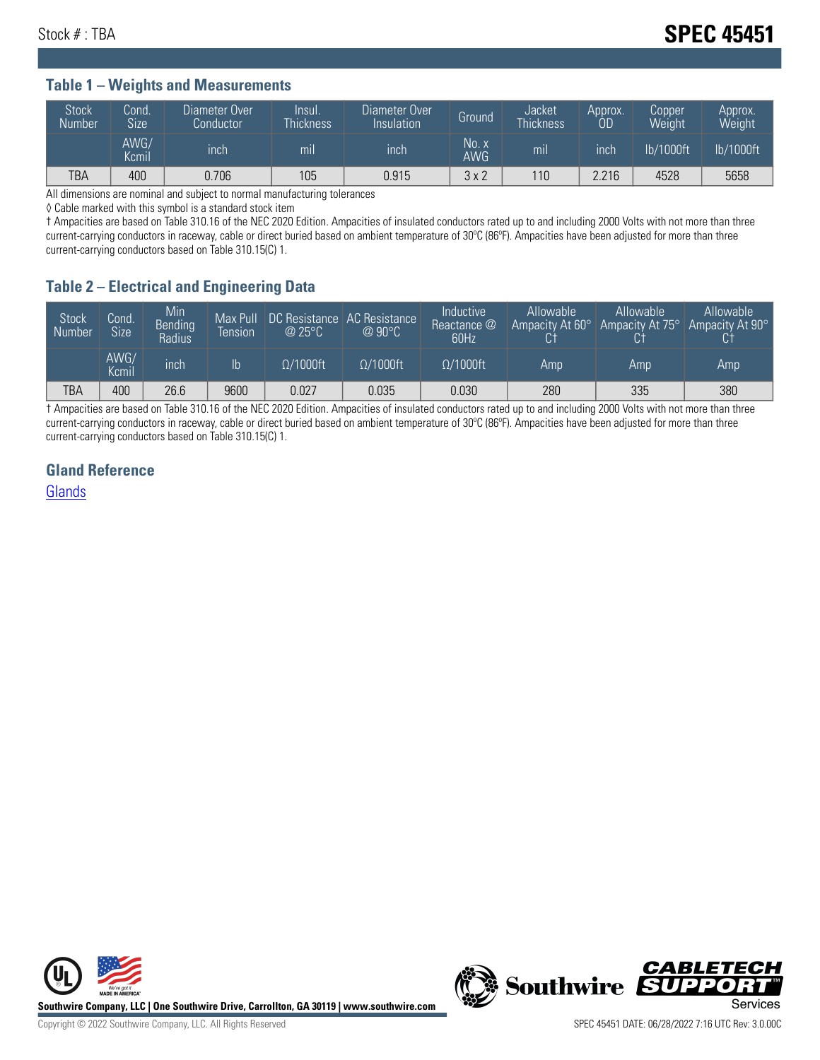Stock # : TBA

# SPEC 45451

## Table 1 – Weights and Measurements

| Stock Number | Cond. Size | Diameter Over Conductor | Insul. Thickness | Diameter Over Insulation | Ground | Jacket Thickness | Approx. OD | Copper Weight | Approx. Weight |
|---|---|---|---|---|---|---|---|---|---|
| | AWG/ Kcmil | inch | mil | inch | No. x AWG | mil | inch | lb/1000ft | lb/1000ft |
| TBA | 400 | 0.706 | 105 | 0.915 | 3 x 2 | 110 | 2.216 | 4528 | 5658 |

All dimensions are nominal and subject to normal manufacturing tolerances

◊ Cable marked with this symbol is a standard stock item

† Ampacities are based on Table 310.16 of the NEC 2020 Edition. Ampacities of insulated conductors rated up to and including 2000 Volts with not more than three current-carrying conductors in raceway, cable or direct buried based on ambient temperature of 30ºC (86ºF). Ampacities have been adjusted for more than three current-carrying conductors based on Table 310.15(C) 1.

## Table 2 – Electrical and Engineering Data

| Stock Number | Cond. Size | Min Bending Radius | Max Pull Tension | DC Resistance @ 25°C | AC Resistance @ 90°C | Inductive Reactance @ 60Hz | Allowable Ampacity At 60° C† | Allowable Ampacity At 75° C† | Allowable Ampacity At 90° C† |
|---|---|---|---|---|---|---|---|---|---|
| | AWG/ Kcmil | inch | lb | Ω/1000ft | Ω/1000ft | Ω/1000ft | Amp | Amp | Amp |
| TBA | 400 | 26.6 | 9600 | 0.027 | 0.035 | 0.030 | 280 | 335 | 380 |

† Ampacities are based on Table 310.16 of the NEC 2020 Edition. Ampacities of insulated conductors rated up to and including 2000 Volts with not more than three current-carrying conductors in raceway, cable or direct buried based on ambient temperature of 30ºC (86ºF). Ampacities have been adjusted for more than three current-carrying conductors based on Table 310.15(C) 1.

## Gland Reference

Glands

Southwire Company, LLC | One Southwire Drive, Carrollton, GA 30119 | www.southwire.com

Copyright © 2022 Southwire Company, LLC. All Rights Reserved

SPEC 45451 DATE: 06/28/2022 7:16 UTC Rev: 3.0.00C